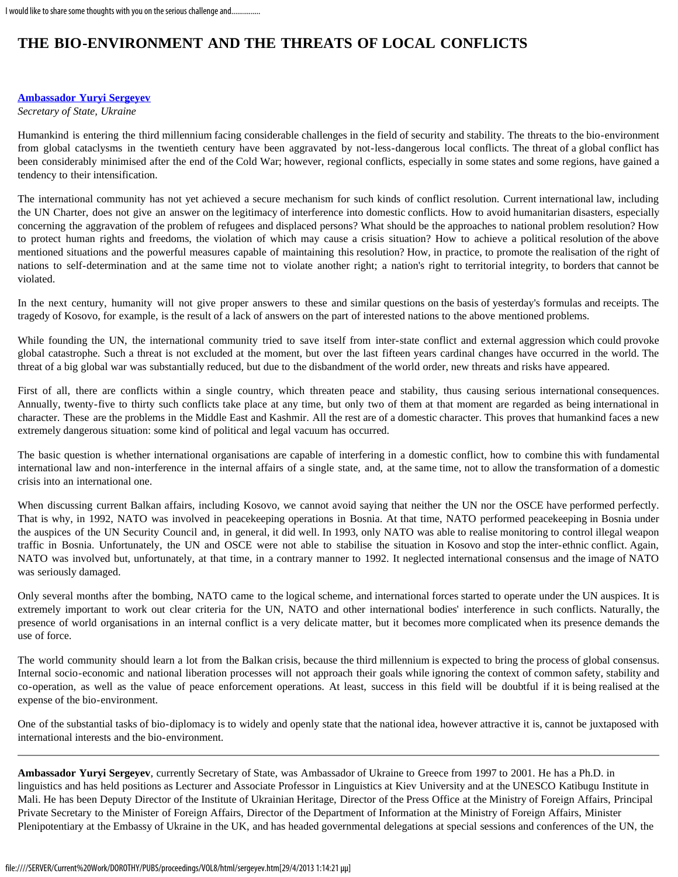# THE BIO-ENVIRONMENT AND THE THREATS OF LOCAL CONFLICTS

**Ambassador Yuryi Sergeyev**
*Secretary of State, Ukraine*

Humankind is entering the third millennium facing considerable challenges in the field of security and stability. The threats to the bio-environment from global cataclysms in the twentieth century have been aggravated by not-less-dangerous local conflicts. The threat of a global conflict has been considerably minimised after the end of the Cold War; however, regional conflicts, especially in some states and some regions, have gained a tendency to their intensification.

The international community has not yet achieved a secure mechanism for such kinds of conflict resolution. Current international law, including the UN Charter, does not give an answer on the legitimacy of interference into domestic conflicts. How to avoid humanitarian disasters, especially concerning the aggravation of the problem of refugees and displaced persons? What should be the approaches to national problem resolution? How to protect human rights and freedoms, the violation of which may cause a crisis situation? How to achieve a political resolution of the above mentioned situations and the powerful measures capable of maintaining this resolution? How, in practice, to promote the realisation of the right of nations to self-determination and at the same time not to violate another right; a nation's right to territorial integrity, to borders that cannot be violated.

In the next century, humanity will not give proper answers to these and similar questions on the basis of yesterday's formulas and receipts. The tragedy of Kosovo, for example, is the result of a lack of answers on the part of interested nations to the above mentioned problems.

While founding the UN, the international community tried to save itself from inter-state conflict and external aggression which could provoke global catastrophe. Such a threat is not excluded at the moment, but over the last fifteen years cardinal changes have occurred in the world. The threat of a big global war was substantially reduced, but due to the disbandment of the world order, new threats and risks have appeared.

First of all, there are conflicts within a single country, which threaten peace and stability, thus causing serious international consequences. Annually, twenty-five to thirty such conflicts take place at any time, but only two of them at that moment are regarded as being international in character. These are the problems in the Middle East and Kashmir. All the rest are of a domestic character. This proves that humankind faces a new extremely dangerous situation: some kind of political and legal vacuum has occurred.

The basic question is whether international organisations are capable of interfering in a domestic conflict, how to combine this with fundamental international law and non-interference in the internal affairs of a single state, and, at the same time, not to allow the transformation of a domestic crisis into an international one.

When discussing current Balkan affairs, including Kosovo, we cannot avoid saying that neither the UN nor the OSCE have performed perfectly. That is why, in 1992, NATO was involved in peacekeeping operations in Bosnia. At that time, NATO performed peacekeeping in Bosnia under the auspices of the UN Security Council and, in general, it did well. In 1993, only NATO was able to realise monitoring to control illegal weapon traffic in Bosnia. Unfortunately, the UN and OSCE were not able to stabilise the situation in Kosovo and stop the inter-ethnic conflict. Again, NATO was involved but, unfortunately, at that time, in a contrary manner to 1992. It neglected international consensus and the image of NATO was seriously damaged.

Only several months after the bombing, NATO came to the logical scheme, and international forces started to operate under the UN auspices. It is extremely important to work out clear criteria for the UN, NATO and other international bodies' interference in such conflicts. Naturally, the presence of world organisations in an internal conflict is a very delicate matter, but it becomes more complicated when its presence demands the use of force.

The world community should learn a lot from the Balkan crisis, because the third millennium is expected to bring the process of global consensus. Internal socio-economic and national liberation processes will not approach their goals while ignoring the context of common safety, stability and co-operation, as well as the value of peace enforcement operations. At least, success in this field will be doubtful if it is being realised at the expense of the bio-environment.

One of the substantial tasks of bio-diplomacy is to widely and openly state that the national idea, however attractive it is, cannot be juxtaposed with international interests and the bio-environment.

---

**Ambassador Yuryi Sergeyev**, currently Secretary of State, was Ambassador of Ukraine to Greece from 1997 to 2001. He has a Ph.D. in linguistics and has held positions as Lecturer and Associate Professor in Linguistics at Kiev University and at the UNESCO Katibugu Institute in Mali. He has been Deputy Director of the Institute of Ukrainian Heritage, Director of the Press Office at the Ministry of Foreign Affairs, Principal Private Secretary to the Minister of Foreign Affairs, Director of the Department of Information at the Ministry of Foreign Affairs, Minister Plenipotentiary at the Embassy of Ukraine in the UK, and has headed governmental delegations at special sessions and conferences of the UN, the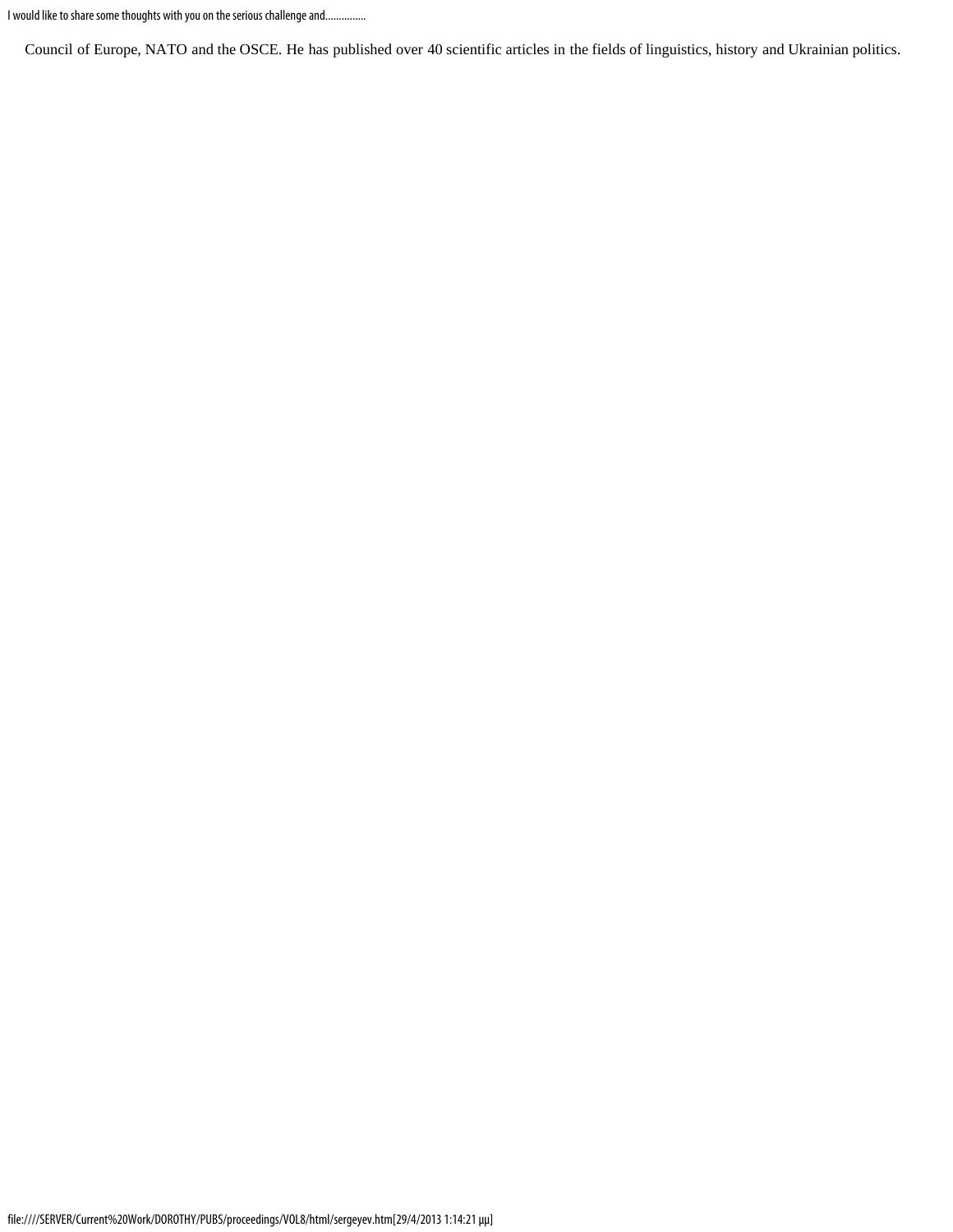Council of Europe, NATO and the OSCE. He has published over 40 scientific articles in the fields of linguistics, history and Ukrainian politics.